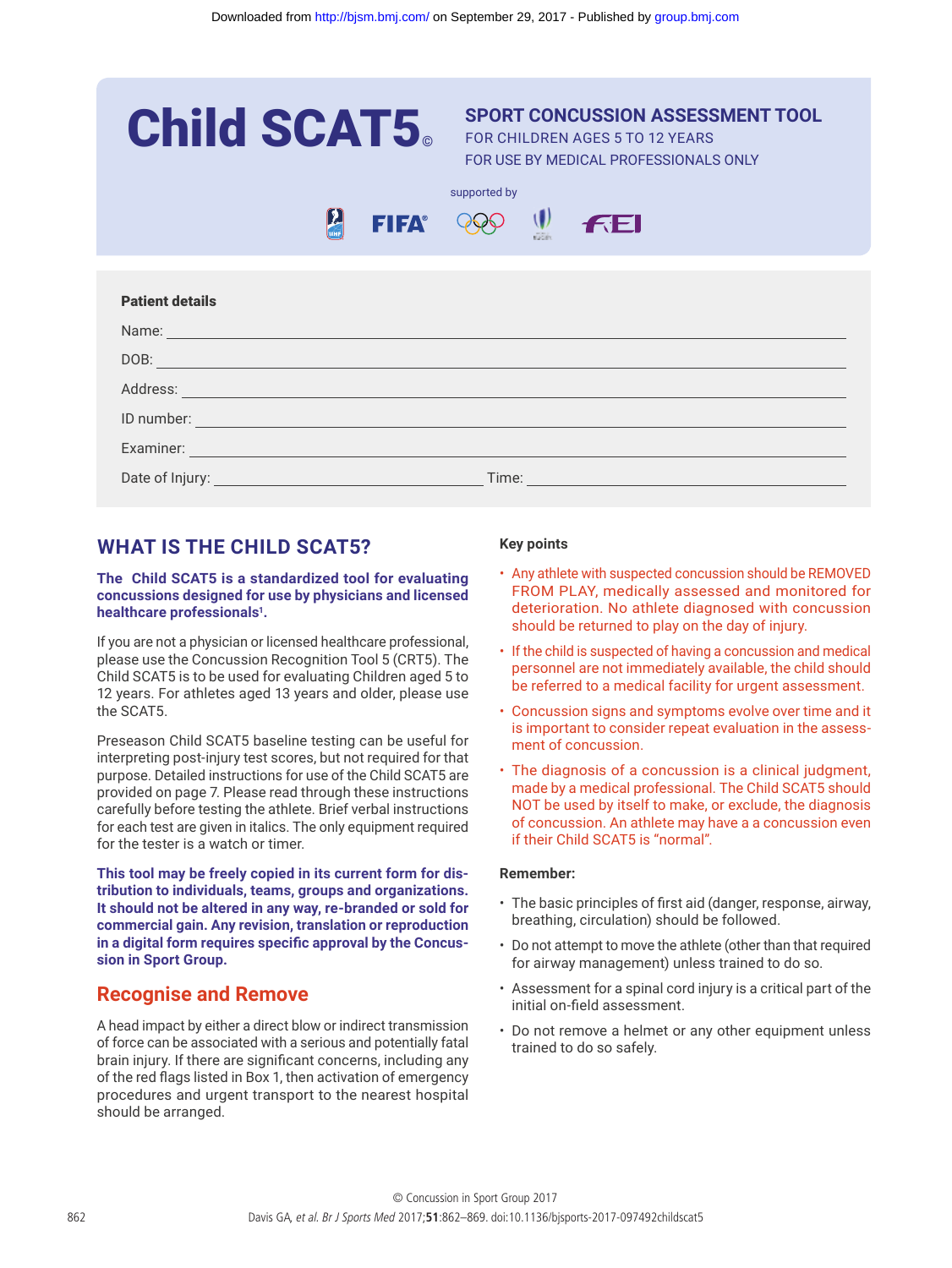# Child SCAT5©

**SPORT CONCUSSION ASSESSMENT TOOL**
FOR CHILDREN AGES 5 TO 12 YEARS
FOR USE BY MEDICAL PROFESSIONALS ONLY

supported by

**Patient details**

Name: ______________________________

DOB: ______________________________

Address: ______________________________

ID number: ______________________________

Examiner: ______________________________

Date of Injury: ____________________ Time: ____________________

## WHAT IS THE CHILD SCAT5?

**The Child SCAT5 is a standardized tool for evaluating concussions designed for use by physicians and licensed healthcare professionals[1].**

If you are not a physician or licensed healthcare professional, please use the Concussion Recognition Tool 5 (CRT5). The Child SCAT5 is to be used for evaluating Children aged 5 to 12 years. For athletes aged 13 years and older, please use the SCAT5.

Preseason Child SCAT5 baseline testing can be useful for interpreting post-injury test scores, but not required for that purpose. Detailed instructions for use of the Child SCAT5 are provided on page 7. Please read through these instructions carefully before testing the athlete. Brief verbal instructions for each test are given in italics. The only equipment required for the tester is a watch or timer.

**This tool may be freely copied in its current form for distribution to individuals, teams, groups and organizations. It should not be altered in any way, re-branded or sold for commercial gain. Any revision, translation or reproduction in a digital form requires specific approval by the Concussion in Sport Group.**

## Recognise and Remove

A head impact by either a direct blow or indirect transmission of force can be associated with a serious and potentially fatal brain injury. If there are significant concerns, including any of the red flags listed in Box 1, then activation of emergency procedures and urgent transport to the nearest hospital should be arranged.

### Key points

- Any athlete with suspected concussion should be REMOVED FROM PLAY, medically assessed and monitored for deterioration. No athlete diagnosed with concussion should be returned to play on the day of injury.
- If the child is suspected of having a concussion and medical personnel are not immediately available, the child should be referred to a medical facility for urgent assessment.
- Concussion signs and symptoms evolve over time and it is important to consider repeat evaluation in the assessment of concussion.
- The diagnosis of a concussion is a clinical judgment, made by a medical professional. The Child SCAT5 should NOT be used by itself to make, or exclude, the diagnosis of concussion. An athlete may have a a concussion even if their Child SCAT5 is "normal".

### Remember:

- The basic principles of first aid (danger, response, airway, breathing, circulation) should be followed.
- Do not attempt to move the athlete (other than that required for airway management) unless trained to do so.
- Assessment for a spinal cord injury is a critical part of the initial on-field assessment.
- Do not remove a helmet or any other equipment unless trained to do so safely.

© Concussion in Sport Group 2017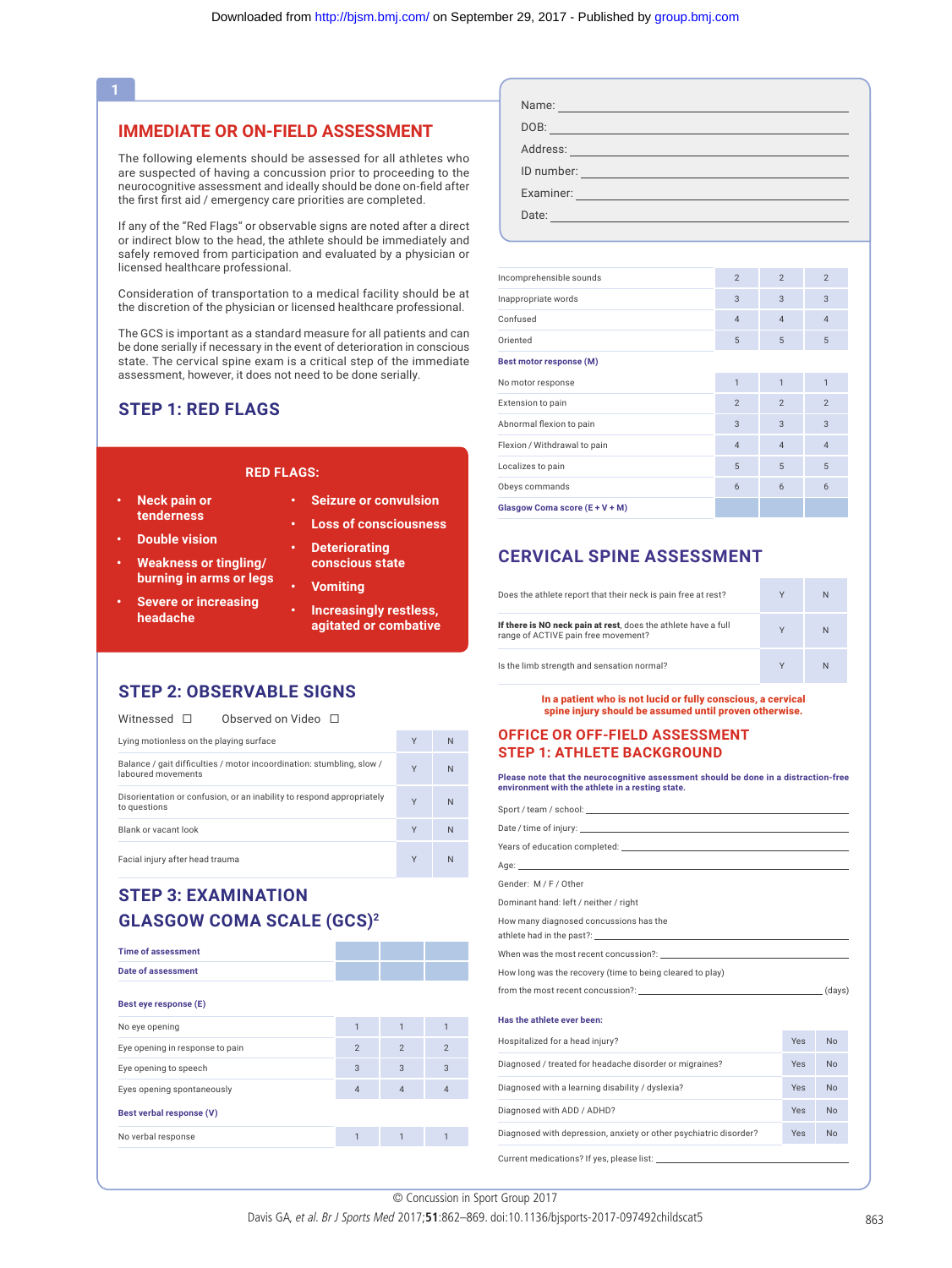# 1

## IMMEDIATE OR ON-FIELD ASSESSMENT

The following elements should be assessed for all athletes who are suspected of having a concussion prior to proceeding to the neurocognitive assessment and ideally should be done on-field after the first first aid / emergency care priorities are completed.

If any of the "Red Flags" or observable signs are noted after a direct or indirect blow to the head, the athlete should be immediately and safely removed from participation and evaluated by a physician or licensed healthcare professional.

Consideration of transportation to a medical facility should be at the discretion of the physician or licensed healthcare professional.

The GCS is important as a standard measure for all patients and can be done serially if necessary in the event of deterioration in conscious state. The cervical spine exam is a critical step of the immediate assessment, however, it does not need to be done serially.

### STEP 1: RED FLAGS

**RED FLAGS:**

- **Neck pain or tenderness**
- **Double vision**
- **Weakness or tingling/ burning in arms or legs**
- **Severe or increasing headache**
- **Seizure or convulsion**
- **Loss of consciousness**
- **Deteriorating conscious state**
- **Vomiting**
- **Increasingly restless, agitated or combative**

### STEP 2: OBSERVABLE SIGNS

Witnessed ☐ Observed on Video ☐

| | | |
|---|---|---|
| Lying motionless on the playing surface | Y | N |
| Balance / gait difficulties / motor incoordination: stumbling, slow / laboured movements | Y | N |
| Disorientation or confusion, or an inability to respond appropriately to questions | Y | N |
| Blank or vacant look | Y | N |
| Facial injury after head trauma | Y | N |

### STEP 3: EXAMINATION GLASGOW COMA SCALE (GCS)[2]

| | | | |
|---|---|---|---|
| **Time of assessment** | | | |
| **Date of assessment** | | | |
| **Best eye response (E)** | | | |
| No eye opening | 1 | 1 | 1 |
| Eye opening in response to pain | 2 | 2 | 2 |
| Eye opening to speech | 3 | 3 | 3 |
| Eyes opening spontaneously | 4 | 4 | 4 |
| **Best verbal response (V)** | | | |
| No verbal response | 1 | 1 | 1 |
| Incomprehensible sounds | 2 | 2 | 2 |
| Inappropriate words | 3 | 3 | 3 |
| Confused | 4 | 4 | 4 |
| Oriented | 5 | 5 | 5 |
| **Best motor response (M)** | | | |
| No motor response | 1 | 1 | 1 |
| Extension to pain | 2 | 2 | 2 |
| Abnormal flexion to pain | 3 | 3 | 3 |
| Flexion / Withdrawal to pain | 4 | 4 | 4 |
| Localizes to pain | 5 | 5 | 5 |
| Obeys commands | 6 | 6 | 6 |
| **Glasgow Coma score (E + V + M)** | | | |

Name: \_\_\_\_\_\_\_\_\_\_\_\_\_\_\_\_\_\_\_\_

DOB: \_\_\_\_\_\_\_\_\_\_\_\_\_\_\_\_\_\_\_\_

Address: \_\_\_\_\_\_\_\_\_\_\_\_\_\_\_\_\_\_\_\_

ID number: \_\_\_\_\_\_\_\_\_\_\_\_\_\_\_\_\_\_\_\_

Examiner: \_\_\_\_\_\_\_\_\_\_\_\_\_\_\_\_\_\_\_\_

Date: \_\_\_\_\_\_\_\_\_\_\_\_\_\_\_\_\_\_\_\_

## CERVICAL SPINE ASSESSMENT

| | | |
|---|---|---|
| Does the athlete report that their neck is pain free at rest? | Y | N |
| **If there is NO neck pain at rest**, does the athlete have a full range of ACTIVE pain free movement? | Y | N |
| Is the limb strength and sensation normal? | Y | N |

**In a patient who is not lucid or fully conscious, a cervical spine injury should be assumed until proven otherwise.**

## OFFICE OR OFF-FIELD ASSESSMENT
### STEP 1: ATHLETE BACKGROUND

**Please note that the neurocognitive assessment should be done in a distraction-free environment with the athlete in a resting state.**

Sport / team / school: \_\_\_\_\_\_\_\_\_\_\_\_\_\_\_\_\_\_\_\_

Date / time of injury: \_\_\_\_\_\_\_\_\_\_\_\_\_\_\_\_\_\_\_\_

Years of education completed: \_\_\_\_\_\_\_\_\_\_\_\_\_\_\_\_\_\_\_\_

Age: \_\_\_\_\_\_\_\_\_\_\_\_\_\_\_\_\_\_\_\_

Gender: M / F / Other

Dominant hand: left / neither / right

How many diagnosed concussions has the athlete had in the past?: \_\_\_\_\_\_\_\_\_\_\_\_\_\_\_\_\_\_\_\_

When was the most recent concussion?: \_\_\_\_\_\_\_\_\_\_\_\_\_\_\_\_\_\_\_\_

How long was the recovery (time to being cleared to play) from the most recent concussion?: \_\_\_\_\_\_\_\_\_\_\_\_\_\_\_\_\_\_\_\_ (days)

**Has the athlete ever been:**

| | | |
|---|---|---|
| Hospitalized for a head injury? | Yes | No |
| Diagnosed / treated for headache disorder or migraines? | Yes | No |
| Diagnosed with a learning disability / dyslexia? | Yes | No |
| Diagnosed with ADD / ADHD? | Yes | No |
| Diagnosed with depression, anxiety or other psychiatric disorder? | Yes | No |

Current medications? If yes, please list: \_\_\_\_\_\_\_\_\_\_\_\_\_\_\_\_\_\_\_\_

© Concussion in Sport Group 2017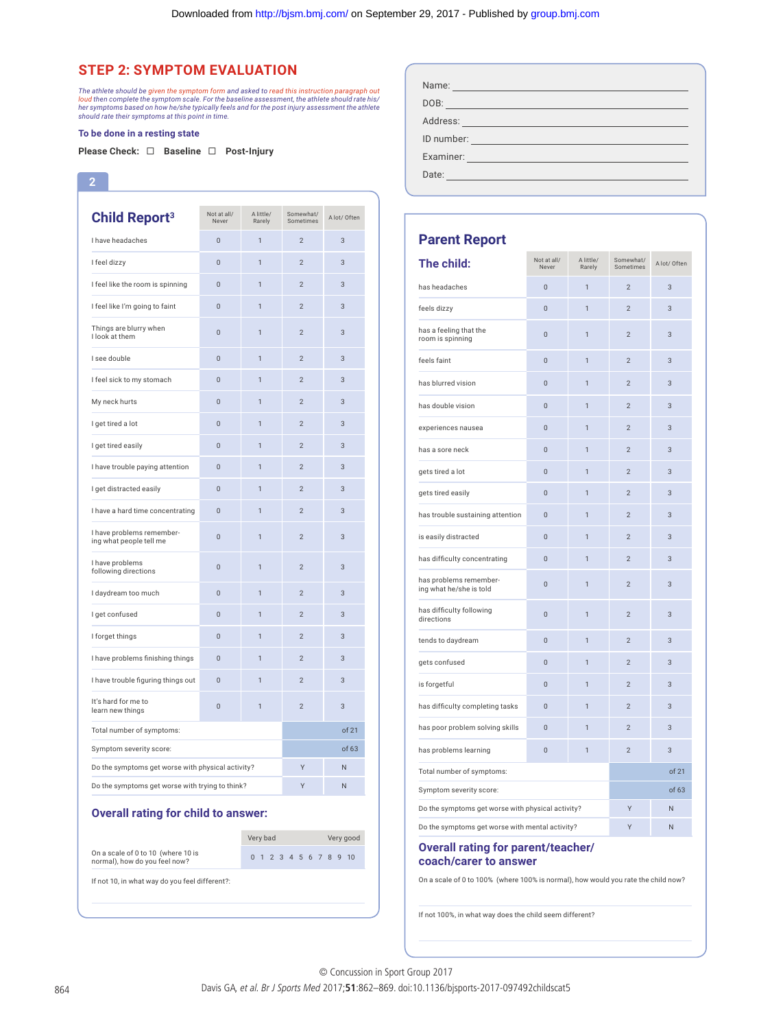## STEP 2: SYMPTOM EVALUATION

*The athlete should be given the symptom form and asked to read this instruction paragraph out loud then complete the symptom scale. For the baseline assessment, the athlete should rate his/her symptoms based on how he/she typically feels and for the post injury assessment the athlete should rate their symptoms at this point in time.*

**To be done in a resting state**

**Please Check:** ☐ **Baseline** ☐ **Post-Injury**

Name: ______________________

DOB: ______________________

Address: ______________________

ID number: ______________________

Examiner: ______________________

Date: ______________________

**2**

### Child Report[3]

| | Not at all/ Never | A little/ Rarely | Somewhat/ Sometimes | A lot/ Often |
|---|---|---|---|---|
| I have headaches | 0 | 1 | 2 | 3 |
| I feel dizzy | 0 | 1 | 2 | 3 |
| I feel like the room is spinning | 0 | 1 | 2 | 3 |
| I feel like I'm going to faint | 0 | 1 | 2 | 3 |
| Things are blurry when I look at them | 0 | 1 | 2 | 3 |
| I see double | 0 | 1 | 2 | 3 |
| I feel sick to my stomach | 0 | 1 | 2 | 3 |
| My neck hurts | 0 | 1 | 2 | 3 |
| I get tired a lot | 0 | 1 | 2 | 3 |
| I get tired easily | 0 | 1 | 2 | 3 |
| I have trouble paying attention | 0 | 1 | 2 | 3 |
| I get distracted easily | 0 | 1 | 2 | 3 |
| I have a hard time concentrating | 0 | 1 | 2 | 3 |
| I have problems remembering what people tell me | 0 | 1 | 2 | 3 |
| I have problems following directions | 0 | 1 | 2 | 3 |
| I daydream too much | 0 | 1 | 2 | 3 |
| I get confused | 0 | 1 | 2 | 3 |
| I forget things | 0 | 1 | 2 | 3 |
| I have problems finishing things | 0 | 1 | 2 | 3 |
| I have trouble figuring things out | 0 | 1 | 2 | 3 |
| It's hard for me to learn new things | 0 | 1 | 2 | 3 |
| Total number of symptoms: | | | | of 21 |
| Symptom severity score: | | | | of 63 |
| Do the symptoms get worse with physical activity? | | | Y | N |
| Do the symptoms get worse with trying to think? | | | Y | N |

### Overall rating for child to answer:

| | Very bad | Very good |
|---|---|---|
| On a scale of 0 to 10 (where 10 is normal), how do you feel now? | 0 1 2 3 4 5 6 7 8 9 10 | |

If not 10, in what way do you feel different?:

### Parent Report

#### The child:

| | Not at all/ Never | A little/ Rarely | Somewhat/ Sometimes | A lot/ Often |
|---|---|---|---|---|
| has headaches | 0 | 1 | 2 | 3 |
| feels dizzy | 0 | 1 | 2 | 3 |
| has a feeling that the room is spinning | 0 | 1 | 2 | 3 |
| feels faint | 0 | 1 | 2 | 3 |
| has blurred vision | 0 | 1 | 2 | 3 |
| has double vision | 0 | 1 | 2 | 3 |
| experiences nausea | 0 | 1 | 2 | 3 |
| has a sore neck | 0 | 1 | 2 | 3 |
| gets tired a lot | 0 | 1 | 2 | 3 |
| gets tired easily | 0 | 1 | 2 | 3 |
| has trouble sustaining attention | 0 | 1 | 2 | 3 |
| is easily distracted | 0 | 1 | 2 | 3 |
| has difficulty concentrating | 0 | 1 | 2 | 3 |
| has problems remembering what he/she is told | 0 | 1 | 2 | 3 |
| has difficulty following directions | 0 | 1 | 2 | 3 |
| tends to daydream | 0 | 1 | 2 | 3 |
| gets confused | 0 | 1 | 2 | 3 |
| is forgetful | 0 | 1 | 2 | 3 |
| has difficulty completing tasks | 0 | 1 | 2 | 3 |
| has poor problem solving skills | 0 | 1 | 2 | 3 |
| has problems learning | 0 | 1 | 2 | 3 |
| Total number of symptoms: | | | | of 21 |
| Symptom severity score: | | | | of 63 |
| Do the symptoms get worse with physical activity? | | | Y | N |
| Do the symptoms get worse with mental activity? | | | Y | N |

### Overall rating for parent/teacher/coach/carer to answer

On a scale of 0 to 100% (where 100% is normal), how would you rate the child now?

If not 100%, in what way does the child seem different?

© Concussion in Sport Group 2017

Davis GA, *et al. Br J Sports Med* 2017;**51**:862–869. doi:10.1136/bjsports-2017-097492childscat5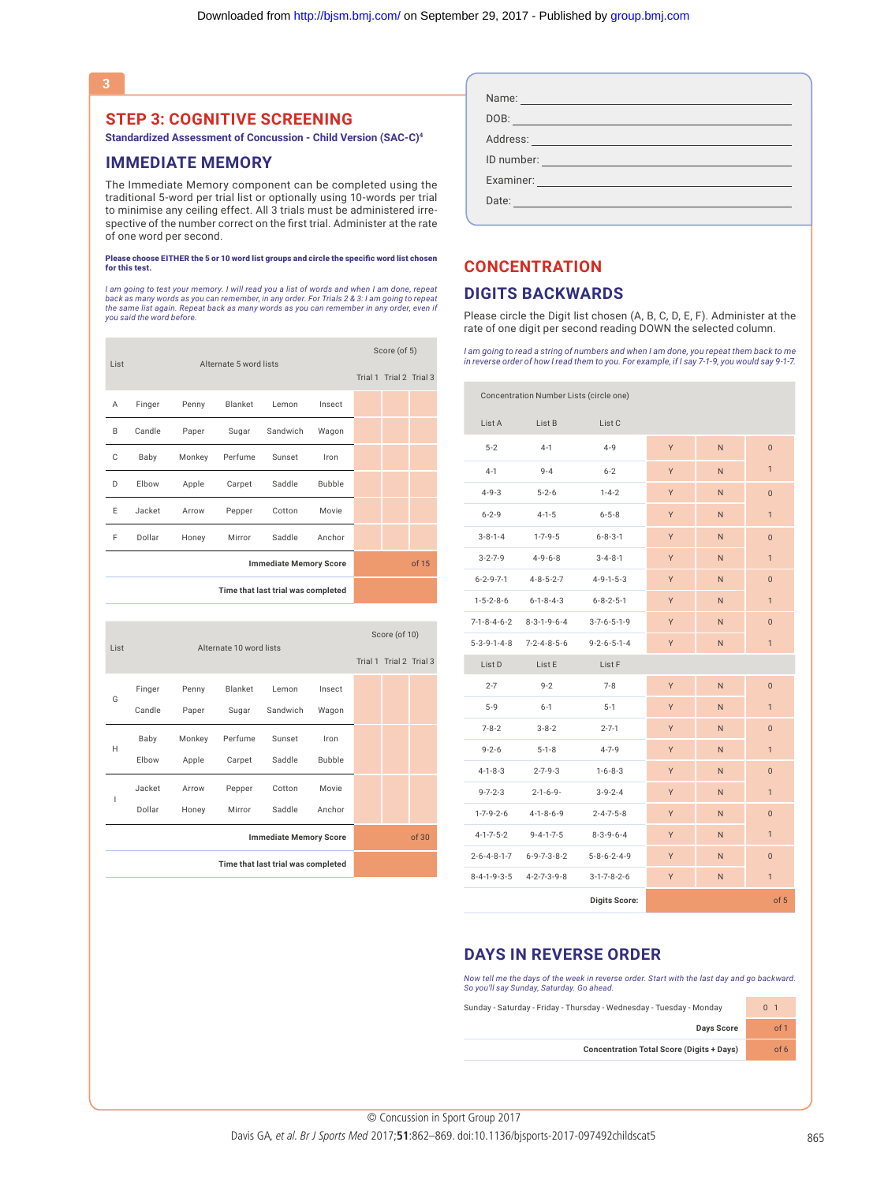## 3

# STEP 3: COGNITIVE SCREENING

**Standardized Assessment of Concussion - Child Version (SAC-C)[4]**

## IMMEDIATE MEMORY

The Immediate Memory component can be completed using the traditional 5-word per trial list or optionally using 10-words per trial to minimise any ceiling effect. All 3 trials must be administered irrespective of the number correct on the first trial. Administer at the rate of one word per second.

**Please choose EITHER the 5 or 10 word list groups and circle the specific word list chosen for this test.**

*I am going to test your memory. I will read you a list of words and when I am done, repeat back as many words as you can remember, in any order. For Trials 2 & 3: I am going to repeat the same list again. Repeat back as many words as you can remember in any order, even if you said the word before.*

| List | Alternate 5 word lists | | | | | Score (of 5) | | |
|---|---|---|---|---|---|---|---|---|
| | | | | | | Trial 1 | Trial 2 | Trial 3 |
| A | Finger | Penny | Blanket | Lemon | Insect | | | |
| B | Candle | Paper | Sugar | Sandwich | Wagon | | | |
| C | Baby | Monkey | Perfume | Sunset | Iron | | | |
| D | Elbow | Apple | Carpet | Saddle | Bubble | | | |
| E | Jacket | Arrow | Pepper | Cotton | Movie | | | |
| F | Dollar | Honey | Mirror | Saddle | Anchor | | | |
| | | | | | **Immediate Memory Score** | of 15 | | |
| | | | | | **Time that last trial was completed** | | | |

| List | Alternate 10 word lists | | | | | Score (of 10) | | |
|---|---|---|---|---|---|---|---|---|
| | | | | | | Trial 1 | Trial 2 | Trial 3 |
| G | Finger | Penny | Blanket | Lemon | Insect | | | |
| | Candle | Paper | Sugar | Sandwich | Wagon | | | |
| H | Baby | Monkey | Perfume | Sunset | Iron | | | |
| | Elbow | Apple | Carpet | Saddle | Bubble | | | |
| I | Jacket | Arrow | Pepper | Cotton | Movie | | | |
| | Dollar | Honey | Mirror | Saddle | Anchor | | | |
| | | | | | **Immediate Memory Score** | of 30 | | |
| | | | | | **Time that last trial was completed** | | | |

Name: ______________________

DOB: ______________________

Address: ______________________

ID number: ______________________

Examiner: ______________________

Date: ______________________

# CONCENTRATION

## DIGITS BACKWARDS

Please circle the Digit list chosen (A, B, C, D, E, F). Administer at the rate of one digit per second reading DOWN the selected column.

*I am going to read a string of numbers and when I am done, you repeat them back to me in reverse order of how I read them to you. For example, if I say 7-1-9, you would say 9-1-7.*

| Concentration Number Lists (circle one) | | | | | |
|---|---|---|---|---|---|
| List A | List B | List C | | | |
| 5-2 | 4-1 | 4-9 | Y | N | 0 |
| 4-1 | 9-4 | 6-2 | Y | N | 1 |
| 4-9-3 | 5-2-6 | 1-4-2 | Y | N | 0 |
| 6-2-9 | 4-1-5 | 6-5-8 | Y | N | 1 |
| 3-8-1-4 | 1-7-9-5 | 6-8-3-1 | Y | N | 0 |
| 3-2-7-9 | 4-9-6-8 | 3-4-8-1 | Y | N | 1 |
| 6-2-9-7-1 | 4-8-5-2-7 | 4-9-1-5-3 | Y | N | 0 |
| 1-5-2-8-6 | 6-1-8-4-3 | 6-8-2-5-1 | Y | N | 1 |
| 7-1-8-4-6-2 | 8-3-1-9-6-4 | 3-7-6-5-1-9 | Y | N | 0 |
| 5-3-9-1-4-8 | 7-2-4-8-5-6 | 9-2-6-5-1-4 | Y | N | 1 |
| List D | List E | List F | | | |
| 2-7 | 9-2 | 7-8 | Y | N | 0 |
| 5-9 | 6-1 | 5-1 | Y | N | 1 |
| 7-8-2 | 3-8-2 | 2-7-1 | Y | N | 0 |
| 9-2-6 | 5-1-8 | 4-7-9 | Y | N | 1 |
| 4-1-8-3 | 2-7-9-3 | 1-6-8-3 | Y | N | 0 |
| 9-7-2-3 | 2-1-6-9- | 3-9-2-4 | Y | N | 1 |
| 1-7-9-2-6 | 4-1-8-6-9 | 2-4-7-5-8 | Y | N | 0 |
| 4-1-7-5-2 | 9-4-1-7-5 | 8-3-9-6-4 | Y | N | 1 |
| 2-6-4-8-1-7 | 6-9-7-3-8-2 | 5-8-6-2-4-9 | Y | N | 0 |
| 8-4-1-9-3-5 | 4-2-7-3-9-8 | 3-1-7-8-2-6 | Y | N | 1 |
| | | **Digits Score:** | | | of 5 |

## DAYS IN REVERSE ORDER

*Now tell me the days of the week in reverse order. Start with the last day and go backward. So you'll say Sunday, Saturday. Go ahead.*

| | |
|---|---|
| Sunday - Saturday - Friday - Thursday - Wednesday - Tuesday - Monday | 0 1 |
| **Days Score** | of 1 |
| **Concentration Total Score (Digits + Days)** | of 6 |

© Concussion in Sport Group 2017

Davis GA, *et al. Br J Sports Med* 2017;**51**:862–869. doi:10.1136/bjsports-2017-097492childscat5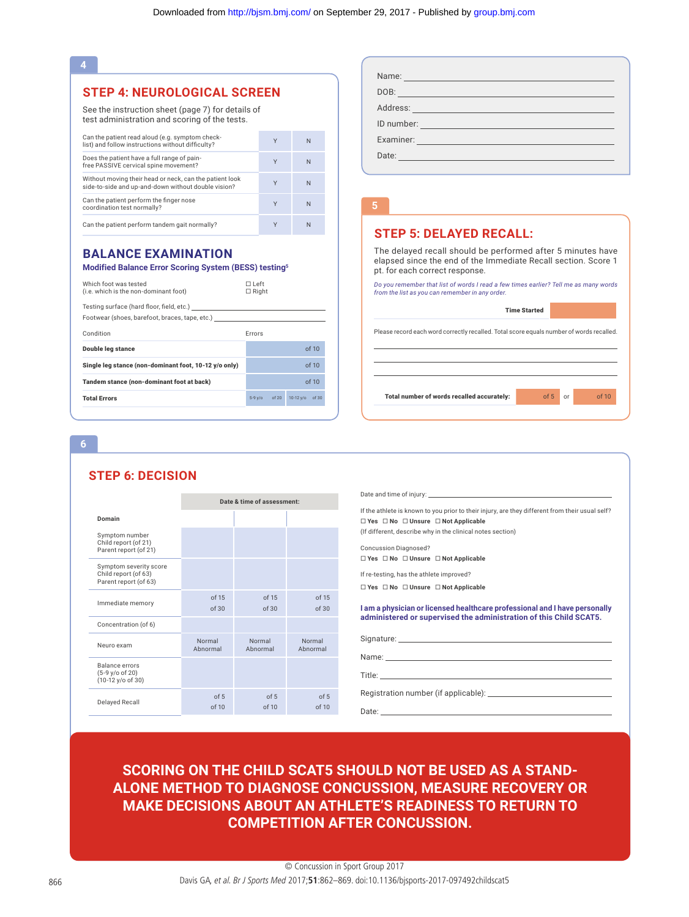## 4

## STEP 4: NEUROLOGICAL SCREEN

See the instruction sheet (page 7) for details of test administration and scoring of the tests.

| | | |
|---|---|---|
| Can the patient read aloud (e.g. symptom check-list) and follow instructions without difficulty? | Y | N |
| Does the patient have a full range of pain-free PASSIVE cervical spine movement? | Y | N |
| Without moving their head or neck, can the patient look side-to-side and up-and-down without double vision? | Y | N |
| Can the patient perform the finger nose coordination test normally? | Y | N |
| Can the patient perform tandem gait normally? | Y | N |

## BALANCE EXAMINATION

### Modified Balance Error Scoring System (BESS) testing[5]

Which foot was tested (i.e. which is the non-dominant foot) ☐ Left ☐ Right

Testing surface (hard floor, field, etc.) ______________________

Footwear (shoes, barefoot, braces, tape, etc.) ______________________

| Condition | Errors | |
|---|---|---|
| **Double leg stance** | of 10 | |
| **Single leg stance (non-dominant foot, 10-12 y/o only)** | of 10 | |
| **Tandem stance (non-dominant foot at back)** | of 10 | |
| **Total Errors** | 5-9 y/o of 20 | 10-12 y/o of 30 |

Name: ______________________

DOB: ______________________

Address: ______________________

ID number: ______________________

Examiner: ______________________

Date: ______________________

## 5

## STEP 5: DELAYED RECALL:

The delayed recall should be performed after 5 minutes have elapsed since the end of the Immediate Recall section. Score 1 pt. for each correct response.

*Do you remember that list of words I read a few times earlier? Tell me as many words from the list as you can remember in any order.*

**Time Started** ______

Please record each word correctly recalled. Total score equals number of words recalled.

______________________

______________________

______________________

**Total number of words recalled accurately:** of 5 or of 10

## 6

## STEP 6: DECISION

| Domain | Date & time of assessment: | | |
|---|---|---|---|
| Symptom number<br>Child report (of 21)<br>Parent report (of 21) | | | |
| Symptom severity score<br>Child report (of 63)<br>Parent report (of 63) | | | |
| Immediate memory | of 15<br>of 30 | of 15<br>of 30 | of 15<br>of 30 |
| Concentration (of 6) | | | |
| Neuro exam | Normal<br>Abnormal | Normal<br>Abnormal | Normal<br>Abnormal |
| Balance errors<br>(5-9 y/o of 20)<br>(10-12 y/o of 30) | | | |
| Delayed Recall | of 5<br>of 10 | of 5<br>of 10 | of 5<br>of 10 |

Date and time of injury: ______________________

If the athlete is known to you prior to their injury, are they different from their usual self?

☐ **Yes** ☐ **No** ☐ **Unsure** ☐ **Not Applicable**

(If different, describe why in the clinical notes section)

Concussion Diagnosed?

☐ **Yes** ☐ **No** ☐ **Unsure** ☐ **Not Applicable**

If re-testing, has the athlete improved?

☐ **Yes** ☐ **No** ☐ **Unsure** ☐ **Not Applicable**

**I am a physician or licensed healthcare professional and I have personally administered or supervised the administration of this Child SCAT5.**

Signature: ______________________

Name: ______________________

Title: ______________________

Registration number (if applicable): ______________________

Date: ______________________

**SCORING ON THE CHILD SCAT5 SHOULD NOT BE USED AS A STAND-ALONE METHOD TO DIAGNOSE CONCUSSION, MEASURE RECOVERY OR MAKE DECISIONS ABOUT AN ATHLETE'S READINESS TO RETURN TO COMPETITION AFTER CONCUSSION.**

© Concussion in Sport Group 2017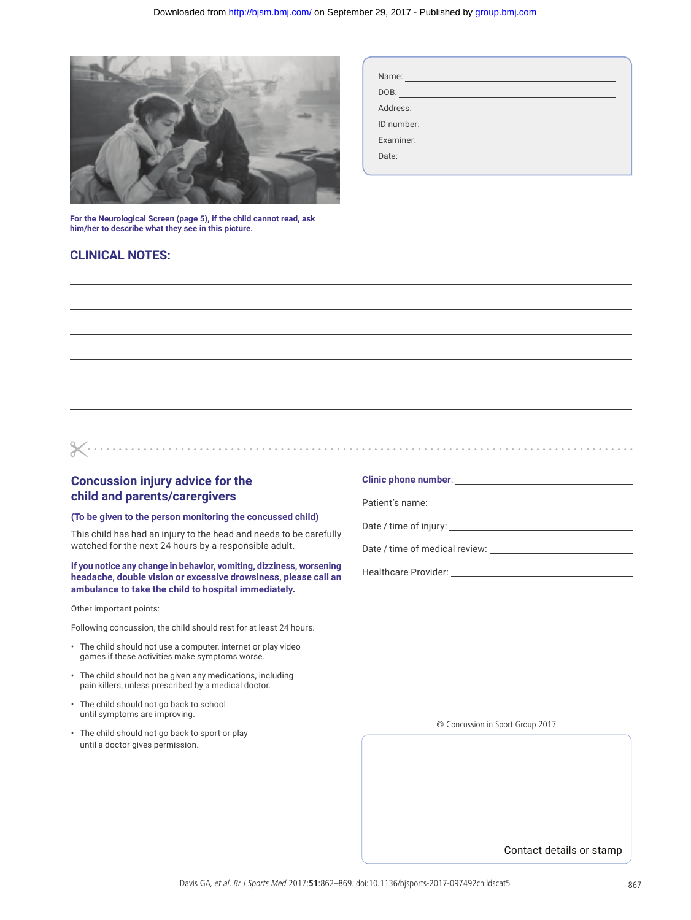Name:

DOB:

Address:

ID number:

Examiner:

Date:

**For the Neurological Screen (page 5), if the child cannot read, ask him/her to describe what they see in this picture.**

## CLINICAL NOTES:

## Concussion injury advice for the child and parents/carergivers

**(To be given to the person monitoring the concussed child)**

This child has had an injury to the head and needs to be carefully watched for the next 24 hours by a responsible adult.

**If you notice any change in behavior, vomiting, dizziness, worsening headache, double vision or excessive drowsiness, please call an ambulance to take the child to hospital immediately.**

Other important points:

Following concussion, the child should rest for at least 24 hours.

- The child should not use a computer, internet or play video games if these activities make symptoms worse.
- The child should not be given any medications, including pain killers, unless prescribed by a medical doctor.
- The child should not go back to school until symptoms are improving.
- The child should not go back to sport or play until a doctor gives permission.

**Clinic phone number**:

Patient's name:

Date / time of injury:

Date / time of medical review:

Healthcare Provider:

© Concussion in Sport Group 2017

Contact details or stamp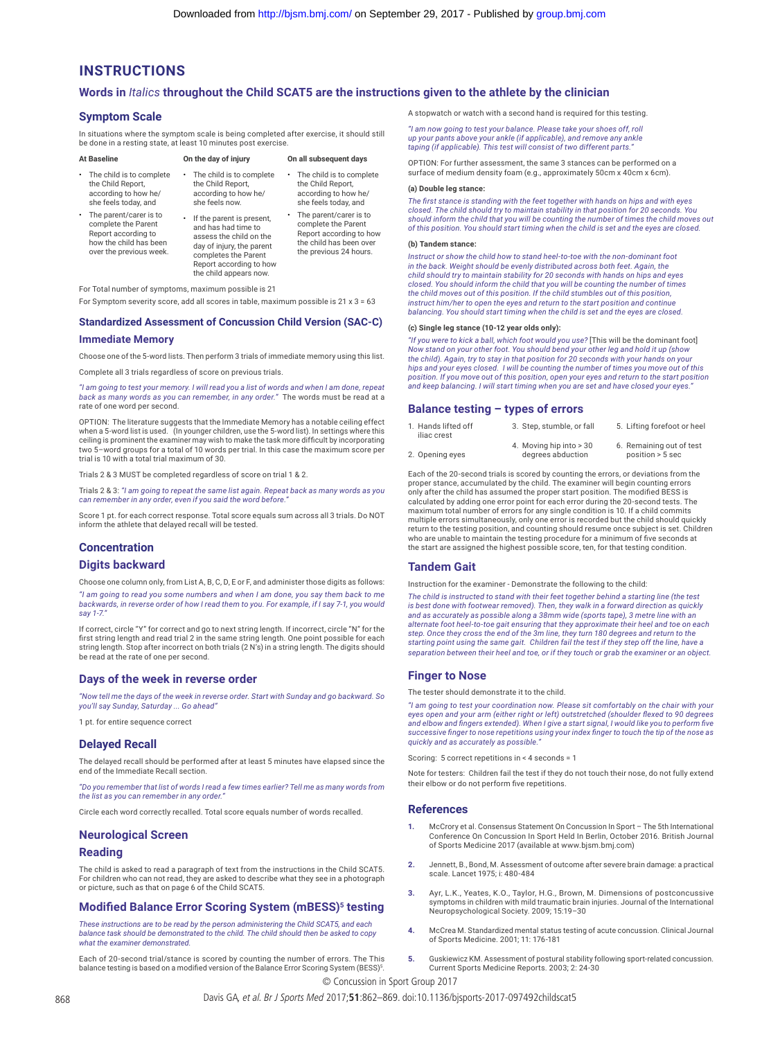# INSTRUCTIONS

## Words in *Italics* throughout the Child SCAT5 are the instructions given to the athlete by the clinician

### Symptom Scale

In situations where the symptom scale is being completed after exercise, it should still be done in a resting state, at least 10 minutes post exercise.

| At Baseline | On the day of injury | On all subsequent days |
|---|---|---|
| • The child is to complete the Child Report, according to how he/she feels today, and<br>• The parent/carer is to complete the Parent Report according to how the child has been over the previous week. | • The child is to complete the Child Report, according to how he/she feels now.<br>• If the parent is present, and has had time to assess the child on the day of injury, the parent completes the Parent Report according to how the child appears now. | • The child is to complete the Child Report, according to how he/she feels today, and<br>• The parent/carer is to complete the Parent Report according to how the child has been over the previous 24 hours. |

For Total number of symptoms, maximum possible is 21

For Symptom severity score, add all scores in table, maximum possible is 21 x 3 = 63

### Standardized Assessment of Concussion Child Version (SAC-C)

### Immediate Memory

Choose one of the 5-word lists. Then perform 3 trials of immediate memory using this list.

Complete all 3 trials regardless of score on previous trials.

*"I am going to test your memory. I will read you a list of words and when I am done, repeat back as many words as you can remember, in any order."* The words must be read at a rate of one word per second.

OPTION: The literature suggests that the Immediate Memory has a notable ceiling effect when a 5-word list is used. (In younger children, use the 5-word list). In settings where this ceiling is prominent the examiner may wish to make the task more difficult by incorporating two 5–word groups for a total of 10 words per trial. In this case the maximum score per trial is 10 with a total trial maximum of 30.

Trials 2 & 3 MUST be completed regardless of score on trial 1 & 2.

Trials 2 & 3: *"I am going to repeat the same list again. Repeat back as many words as you can remember in any order, even if you said the word before."*

Score 1 pt. for each correct response. Total score equals sum across all 3 trials. Do NOT inform the athlete that delayed recall will be tested.

### Concentration

### Digits backward

Choose one column only, from List A, B, C, D, E or F, and administer those digits as follows:

*"I am going to read you some numbers and when I am done, you say them back to me backwards, in reverse order of how I read them to you. For example, if I say 7-1, you would say 1-7."*

If correct, circle "Y" for correct and go to next string length. If incorrect, circle "N" for the first string length and read trial 2 in the same string length. One point possible for each string length. Stop after incorrect on both trials (2 N's) in a string length. The digits should be read at the rate of one per second.

### Days of the week in reverse order

*"Now tell me the days of the week in reverse order. Start with Sunday and go backward. So you'll say Sunday, Saturday ... Go ahead"*

1 pt. for entire sequence correct

### Delayed Recall

The delayed recall should be performed after at least 5 minutes have elapsed since the end of the Immediate Recall section.

*"Do you remember that list of words I read a few times earlier? Tell me as many words from the list as you can remember in any order."*

Circle each word correctly recalled. Total score equals number of words recalled.

### Neurological Screen

### Reading

The child is asked to read a paragraph of text from the instructions in the Child SCAT5. For children who can not read, they are asked to describe what they see in a photograph or picture, such as that on page 6 of the Child SCAT5.

### Modified Balance Error Scoring System (mBESS)[5] testing

*These instructions are to be read by the person administering the Child SCAT5, and each balance task should be demonstrated to the child. The child should then be asked to copy what the examiner demonstrated.*

Each of 20-second trial/stance is scored by counting the number of errors. The This balance testing is based on a modified version of the Balance Error Scoring System (BESS)[5].

A stopwatch or watch with a second hand is required for this testing.

*"I am now going to test your balance. Please take your shoes off, roll up your pants above your ankle (if applicable), and remove any ankle taping (if applicable). This test will consist of two different parts."*

OPTION: For further assessment, the same 3 stances can be performed on a surface of medium density foam (e.g., approximately 50cm x 40cm x 6cm).

**(a) Double leg stance:**

*The first stance is standing with the feet together with hands on hips and with eyes closed. The child should try to maintain stability in that position for 20 seconds. You should inform the child that you will be counting the number of times the child moves out of this position. You should start timing when the child is set and the eyes are closed.*

**(b) Tandem stance:**

*Instruct or show the child how to stand heel-to-toe with the non-dominant foot in the back. Weight should be evenly distributed across both feet. Again, the child should try to maintain stability for 20 seconds with hands on hips and eyes closed. You should inform the child that you will be counting the number of times the child moves out of this position. If the child stumbles out of this position, instruct him/her to open the eyes and return to the start position and continue balancing. You should start timing when the child is set and the eyes are closed.*

**(c) Single leg stance (10-12 year olds only):**

*"If you were to kick a ball, which foot would you use?* [This will be the dominant foot] *Now stand on your other foot. You should bend your other leg and hold it up (show the child). Again, try to stay in that position for 20 seconds with your hands on your hips and your eyes closed. I will be counting the number of times you move out of this position. If you move out of this position, open your eyes and return to the start position and keep balancing. I will start timing when you are set and have closed your eyes."*

### Balance testing – types of errors

1. Hands lifted off iliac crest
2. Opening eyes
3. Step, stumble, or fall
4. Moving hip into > 30 degrees abduction
5. Lifting forefoot or heel
6. Remaining out of test position > 5 sec

Each of the 20-second trials is scored by counting the errors, or deviations from the proper stance, accumulated by the child. The examiner will begin counting errors only after the child has assumed the proper start position. The modified BESS is calculated by adding one error point for each error during the 20-second tests. The maximum total number of errors for any single condition is 10. If a child commits multiple errors simultaneously, only one error is recorded but the child should quickly return to the testing position, and counting should resume once subject is set. Children who are unable to maintain the testing procedure for a minimum of five seconds at the start are assigned the highest possible score, ten, for that testing condition.

### Tandem Gait

Instruction for the examiner - Demonstrate the following to the child:

*The child is instructed to stand with their feet together behind a starting line (the test is best done with footwear removed). Then, they walk in a forward direction as quickly and as accurately as possible along a 38mm wide (sports tape), 3 metre line with an alternate foot heel-to-toe gait ensuring that they approximate their heel and toe on each step. Once they cross the end of the 3m line, they turn 180 degrees and return to the starting point using the same gait. Children fail the test if they step off the line, have a separation between their heel and toe, or if they touch or grab the examiner or an object.*

### Finger to Nose

The tester should demonstrate it to the child.

*"I am going to test your coordination now. Please sit comfortably on the chair with your eyes open and your arm (either right or left) outstretched (shoulder flexed to 90 degrees and elbow and fingers extended). When I give a start signal, I would like you to perform five successive finger to nose repetitions using your index finger to touch the tip of the nose as quickly and as accurately as possible."*

Scoring: 5 correct repetitions in < 4 seconds = 1

Note for testers: Children fail the test if they do not touch their nose, do not fully extend their elbow or do not perform five repetitions.

### References

1. McCrory et al. Consensus Statement On Concussion In Sport – The 5th International Conference On Concussion In Sport Held In Berlin, October 2016. British Journal of Sports Medicine 2017 (available at www.bjsm.bmj.com)
2. Jennett, B., Bond, M. Assessment of outcome after severe brain damage: a practical scale. Lancet 1975; i: 480-484
3. Ayr, L.K., Yeates, K.O., Taylor, H.G., Brown, M. Dimensions of postconcussive symptoms in children with mild traumatic brain injuries. Journal of the International Neuropsychological Society. 2009; 15:19–30
4. McCrea M. Standardized mental status testing of acute concussion. Clinical Journal of Sports Medicine. 2001; 11: 176-181
5. Guskiewicz KM. Assessment of postural stability following sport-related concussion. Current Sports Medicine Reports. 2003; 2: 24-30

© Concussion in Sport Group 2017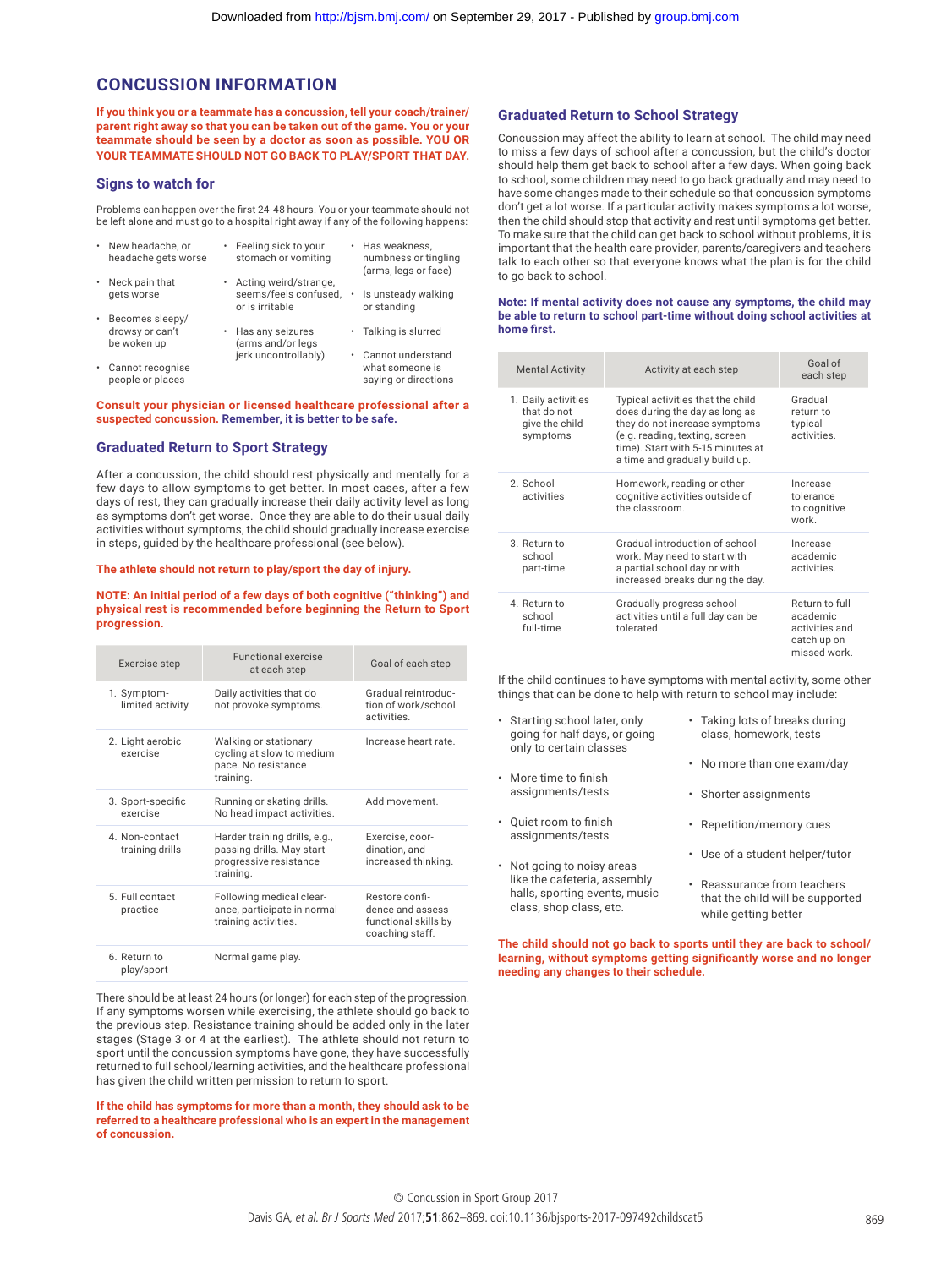## CONCUSSION INFORMATION

**If you think you or a teammate has a concussion, tell your coach/trainer/parent right away so that you can be taken out of the game. You or your teammate should be seen by a doctor as soon as possible. YOU OR YOUR TEAMMATE SHOULD NOT GO BACK TO PLAY/SPORT THAT DAY.**

### Signs to watch for

Problems can happen over the first 24-48 hours. You or your teammate should not be left alone and must go to a hospital right away if any of the following happens:

- New headache, or headache gets worse
- Neck pain that gets worse
- Becomes sleepy/drowsy or can't be woken up
- Cannot recognise people or places
- Feeling sick to your stomach or vomiting
- Acting weird/strange, seems/feels confused, or is irritable
- Has any seizures (arms and/or legs jerk uncontrollably)
- Has weakness, numbness or tingling (arms, legs or face)
- Is unsteady walking or standing
- Talking is slurred
- Cannot understand what someone is saying or directions

**Consult your physician or licensed healthcare professional after a suspected concussion. Remember, it is better to be safe.**

### Graduated Return to Sport Strategy

After a concussion, the child should rest physically and mentally for a few days to allow symptoms to get better. In most cases, after a few days of rest, they can gradually increase their daily activity level as long as symptoms don't get worse. Once they are able to do their usual daily activities without symptoms, the child should gradually increase exercise in steps, guided by the healthcare professional (see below).

**The athlete should not return to play/sport the day of injury.**

**NOTE: An initial period of a few days of both cognitive ("thinking") and physical rest is recommended before beginning the Return to Sport progression.**

| Exercise step | Functional exercise at each step | Goal of each step |
|---|---|---|
| 1. Symptom-limited activity | Daily activities that do not provoke symptoms. | Gradual reintroduction of work/school activities. |
| 2. Light aerobic exercise | Walking or stationary cycling at slow to medium pace. No resistance training. | Increase heart rate. |
| 3. Sport-specific exercise | Running or skating drills. No head impact activities. | Add movement. |
| 4. Non-contact training drills | Harder training drills, e.g., passing drills. May start progressive resistance training. | Exercise, coordination, and increased thinking. |
| 5. Full contact practice | Following medical clearance, participate in normal training activities. | Restore confidence and assess functional skills by coaching staff. |
| 6. Return to play/sport | Normal game play. | |

There should be at least 24 hours (or longer) for each step of the progression. If any symptoms worsen while exercising, the athlete should go back to the previous step. Resistance training should be added only in the later stages (Stage 3 or 4 at the earliest). The athlete should not return to sport until the concussion symptoms have gone, they have successfully returned to full school/learning activities, and the healthcare professional has given the child written permission to return to sport.

**If the child has symptoms for more than a month, they should ask to be referred to a healthcare professional who is an expert in the management of concussion.**

### Graduated Return to School Strategy

Concussion may affect the ability to learn at school. The child may need to miss a few days of school after a concussion, but the child's doctor should help them get back to school after a few days. When going back to school, some children may need to go back gradually and may need to have some changes made to their schedule so that concussion symptoms don't get a lot worse. If a particular activity makes symptoms a lot worse, then the child should stop that activity and rest until symptoms get better. To make sure that the child can get back to school without problems, it is important that the health care provider, parents/caregivers and teachers talk to each other so that everyone knows what the plan is for the child to go back to school.

**Note: If mental activity does not cause any symptoms, the child may be able to return to school part-time without doing school activities at home first.**

| Mental Activity | Activity at each step | Goal of each step |
|---|---|---|
| 1. Daily activities that do not give the child symptoms | Typical activities that the child does during the day as long as they do not increase symptoms (e.g. reading, texting, screen time). Start with 5-15 minutes at a time and gradually build up. | Gradual return to typical activities. |
| 2. School activities | Homework, reading or other cognitive activities outside of the classroom. | Increase tolerance to cognitive work. |
| 3. Return to school part-time | Gradual introduction of school-work. May need to start with a partial school day or with increased breaks during the day. | Increase academic activities. |
| 4. Return to school full-time | Gradually progress school activities until a full day can be tolerated. | Return to full academic activities and catch up on missed work. |

If the child continues to have symptoms with mental activity, some other things that can be done to help with return to school may include:

- Starting school later, only going for half days, or going only to certain classes
- More time to finish assignments/tests
- Quiet room to finish assignments/tests
- Not going to noisy areas like the cafeteria, assembly halls, sporting events, music class, shop class, etc.
- Taking lots of breaks during class, homework, tests
- No more than one exam/day
- Shorter assignments
- Repetition/memory cues
- Use of a student helper/tutor
- Reassurance from teachers that the child will be supported while getting better

**The child should not go back to sports until they are back to school/learning, without symptoms getting significantly worse and no longer needing any changes to their schedule.**

© Concussion in Sport Group 2017

Davis GA, *et al. Br J Sports Med* 2017;**51**:862–869. doi:10.1136/bjsports-2017-097492childscat5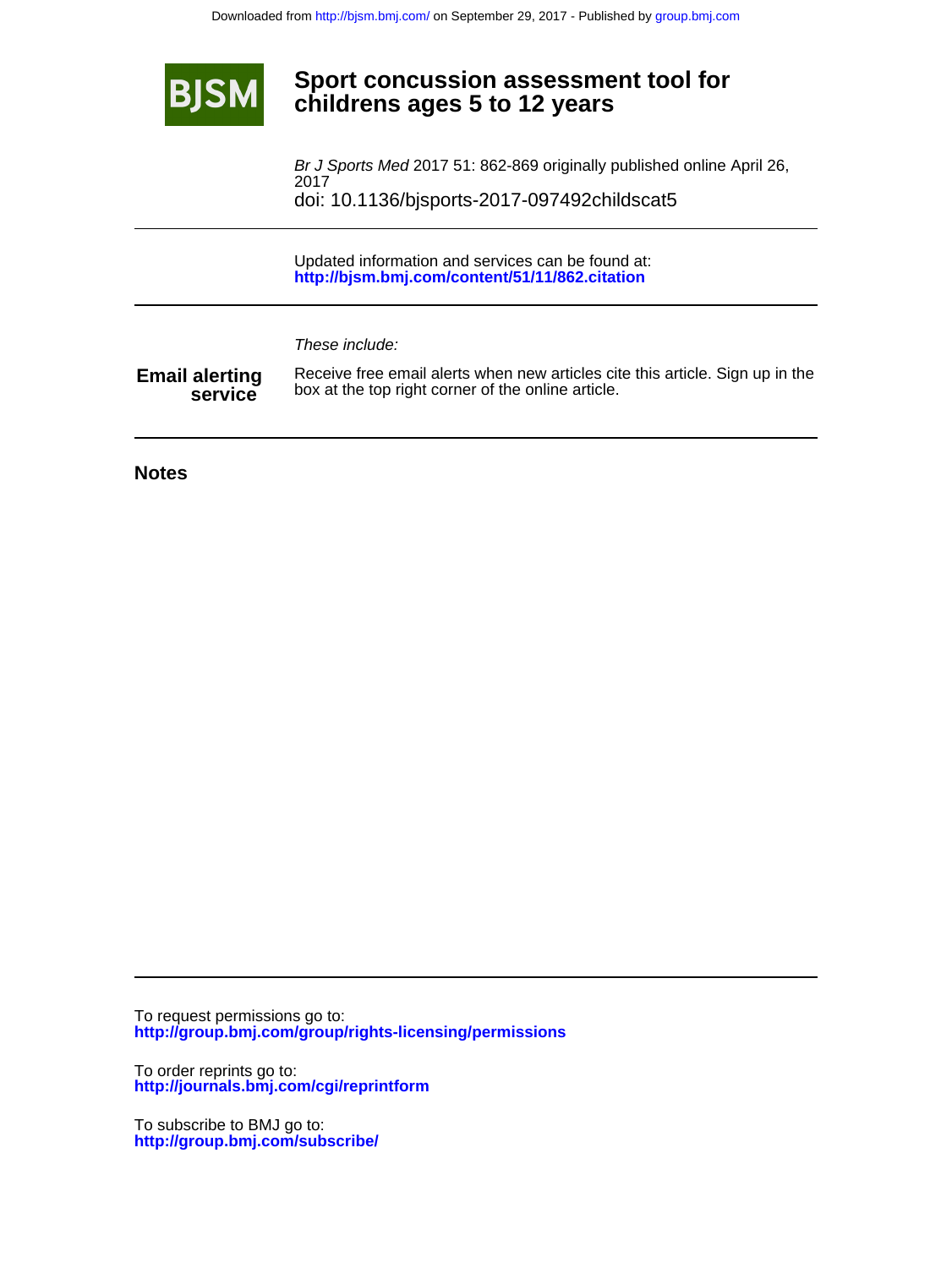# Sport concussion assessment tool for childrens ages 5 to 12 years

*Br J Sports Med* 2017 51: 862-869 originally published online April 26, 2017
doi: 10.1136/bjsports-2017-097492childscat5

Updated information and services can be found at:
**http://bjsm.bmj.com/content/51/11/862.citation**

*These include:*

**Email alerting service**

Receive free email alerts when new articles cite this article. Sign up in the box at the top right corner of the online article.

## Notes

To request permissions go to:
**http://group.bmj.com/group/rights-licensing/permissions**

To order reprints go to:
**http://journals.bmj.com/cgi/reprintform**

To subscribe to BMJ go to:
**http://group.bmj.com/subscribe/**